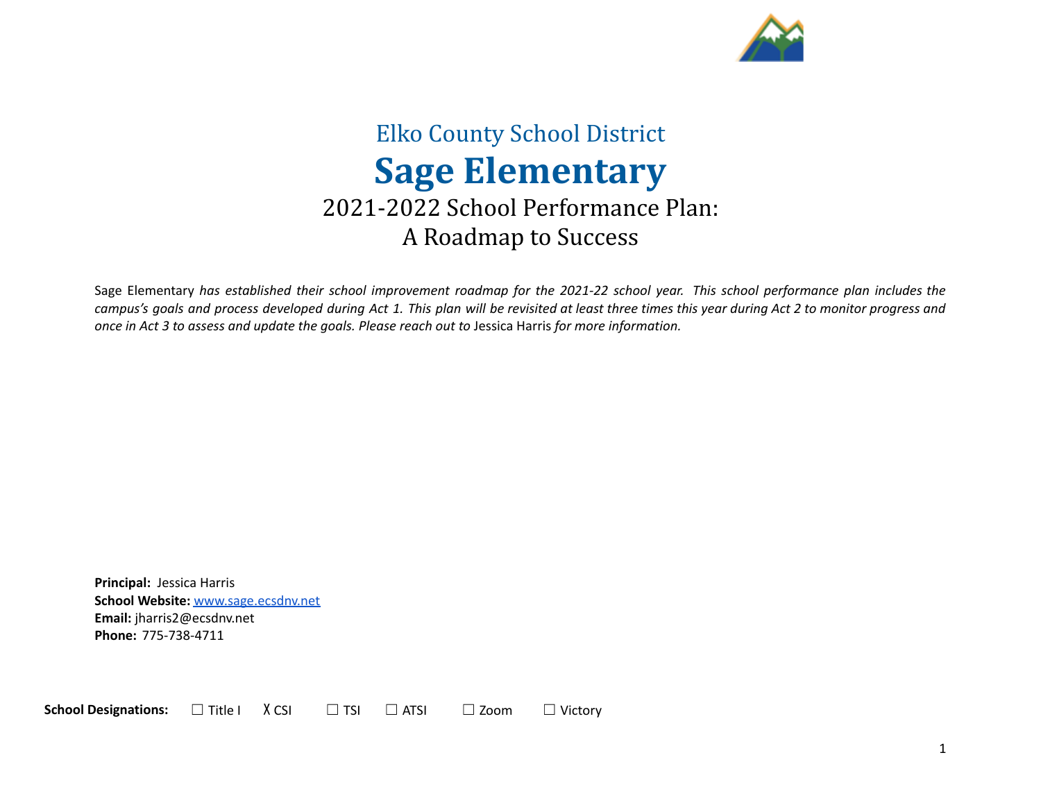Elko County School District

# Sage Elementary

## 2021-2022 School Performance Plan: A Roadmap to Success

Sage Elementary *has established their school improvement roadmap for the 2021-22 school year. This school performance plan includes the campus's goals and process developed during Act 1. This plan will be revisited at least three times this year during Act 2 to monitor progress and once in Act 3 to assess and update the goals. Please reach out to* Jessica Harris *for more information.*

**Principal:** Jessica Harris
**School Website:** [www.sage.ecsdnv.net](www.sage.ecsdnv.net)
**Email:** jharris2@ecsdnv.net
**Phone:** 775-738-4711

**School Designations:** ☐ Title I X CSI ☐ TSI ☐ ATSI ☐ Zoom ☐ Victory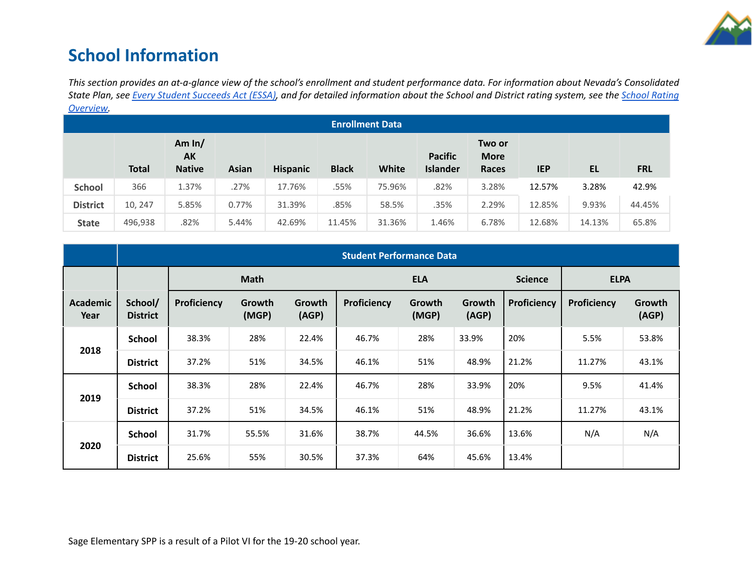## School Information

*This section provides an at-a-glance view of the school's enrollment and student performance data. For information about Nevada's Consolidated State Plan, see [Every Student Succeeds Act (ESSA)](), and for detailed information about the School and District rating system, see the [School Rating Overview]().*

| Enrollment Data | | | | | | | | | | | |
|---|---|---|---|---|---|---|---|---|---|---|---|
| | Total | Am In/ AK Native | Asian | Hispanic | Black | White | Pacific Islander | Two or More Races | IEP | EL | FRL |
| School | 366 | 1.37% | .27% | 17.76% | .55% | 75.96% | .82% | 3.28% | 12.57% | 3.28% | 42.9% |
| District | 10, 247 | 5.85% | 0.77% | 31.39% | .85% | 58.5% | .35% | 2.29% | 12.85% | 9.93% | 44.45% |
| State | 496,938 | .82% | 5.44% | 42.69% | 11.45% | 31.36% | 1.46% | 6.78% | 12.68% | 14.13% | 65.8% |

| | Student Performance Data | | | | | | | | | |
|---|---|---|---|---|---|---|---|---|---|---|
| | | Math | | | ELA | | | Science | ELPA | |
| Academic Year | School/ District | Proficiency | Growth (MGP) | Growth (AGP) | Proficiency | Growth (MGP) | Growth (AGP) | Proficiency | Proficiency | Growth (AGP) |
| 2018 | School | 38.3% | 28% | 22.4% | 46.7% | 28% | 33.9% | 20% | 5.5% | 53.8% |
| | District | 37.2% | 51% | 34.5% | 46.1% | 51% | 48.9% | 21.2% | 11.27% | 43.1% |
| 2019 | School | 38.3% | 28% | 22.4% | 46.7% | 28% | 33.9% | 20% | 9.5% | 41.4% |
| | District | 37.2% | 51% | 34.5% | 46.1% | 51% | 48.9% | 21.2% | 11.27% | 43.1% |
| 2020 | School | 31.7% | 55.5% | 31.6% | 38.7% | 44.5% | 36.6% | 13.6% | N/A | N/A |
| | District | 25.6% | 55% | 30.5% | 37.3% | 64% | 45.6% | 13.4% | | |

Sage Elementary SPP is a result of a Pilot VI for the 19-20 school year.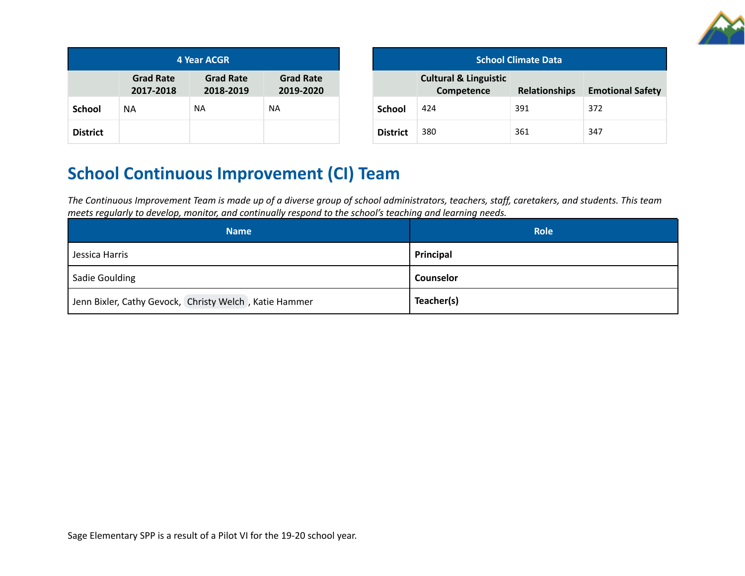| 4 Year ACGR | | | |
|---|---|---|---|
| | Grad Rate 2017-2018 | Grad Rate 2018-2019 | Grad Rate 2019-2020 |
| **School** | NA | NA | NA |
| **District** | | | |

| School Climate Data | | | |
|---|---|---|---|
| | Cultural & Linguistic Competence | Relationships | Emotional Safety |
| **School** | 424 | 391 | 372 |
| **District** | 380 | 361 | 347 |

## School Continuous Improvement (CI) Team

*The Continuous Improvement Team is made up of a diverse group of school administrators, teachers, staff, caretakers, and students. This team meets regularly to develop, monitor, and continually respond to the school's teaching and learning needs.*

| Name | Role |
|---|---|
| Jessica Harris | **Principal** |
| Sadie Goulding | **Counselor** |
| Jenn Bixler, Cathy Gevock, Christy Welch, Katie Hammer | **Teacher(s)** |

Sage Elementary SPP is a result of a Pilot VI for the 19-20 school year.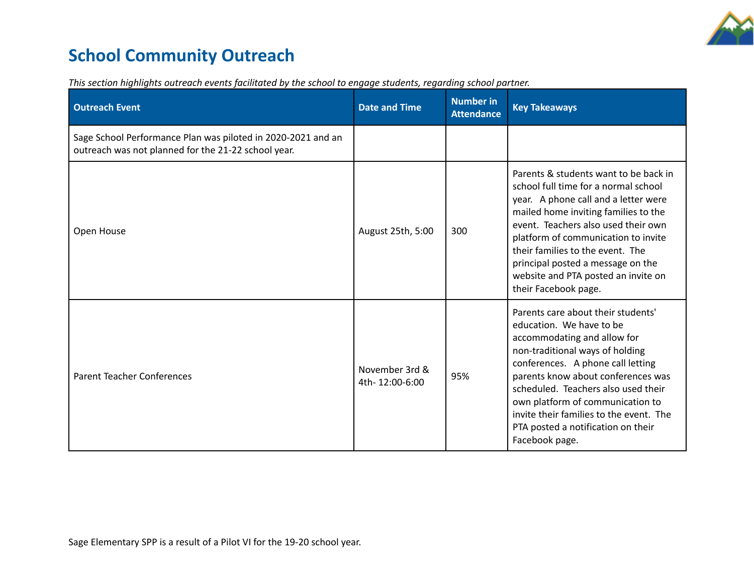# School Community Outreach

*This section highlights outreach events facilitated by the school to engage students, regarding school partner.*

| Outreach Event | Date and Time | Number in Attendance | Key Takeaways |
|---|---|---|---|
| Sage School Performance Plan was piloted in 2020-2021 and an outreach was not planned for the 21-22 school year. | | | |
| Open House | August 25th, 5:00 | 300 | Parents & students want to be back in school full time for a normal school year. A phone call and a letter were mailed home inviting families to the event. Teachers also used their own platform of communication to invite their families to the event. The principal posted a message on the website and PTA posted an invite on their Facebook page. |
| Parent Teacher Conferences | November 3rd & 4th- 12:00-6:00 | 95% | Parents care about their students' education. We have to be accommodating and allow for non-traditional ways of holding conferences. A phone call letting parents know about conferences was scheduled. Teachers also used their own platform of communication to invite their families to the event. The PTA posted a notification on their Facebook page. |

Sage Elementary SPP is a result of a Pilot VI for the 19-20 school year.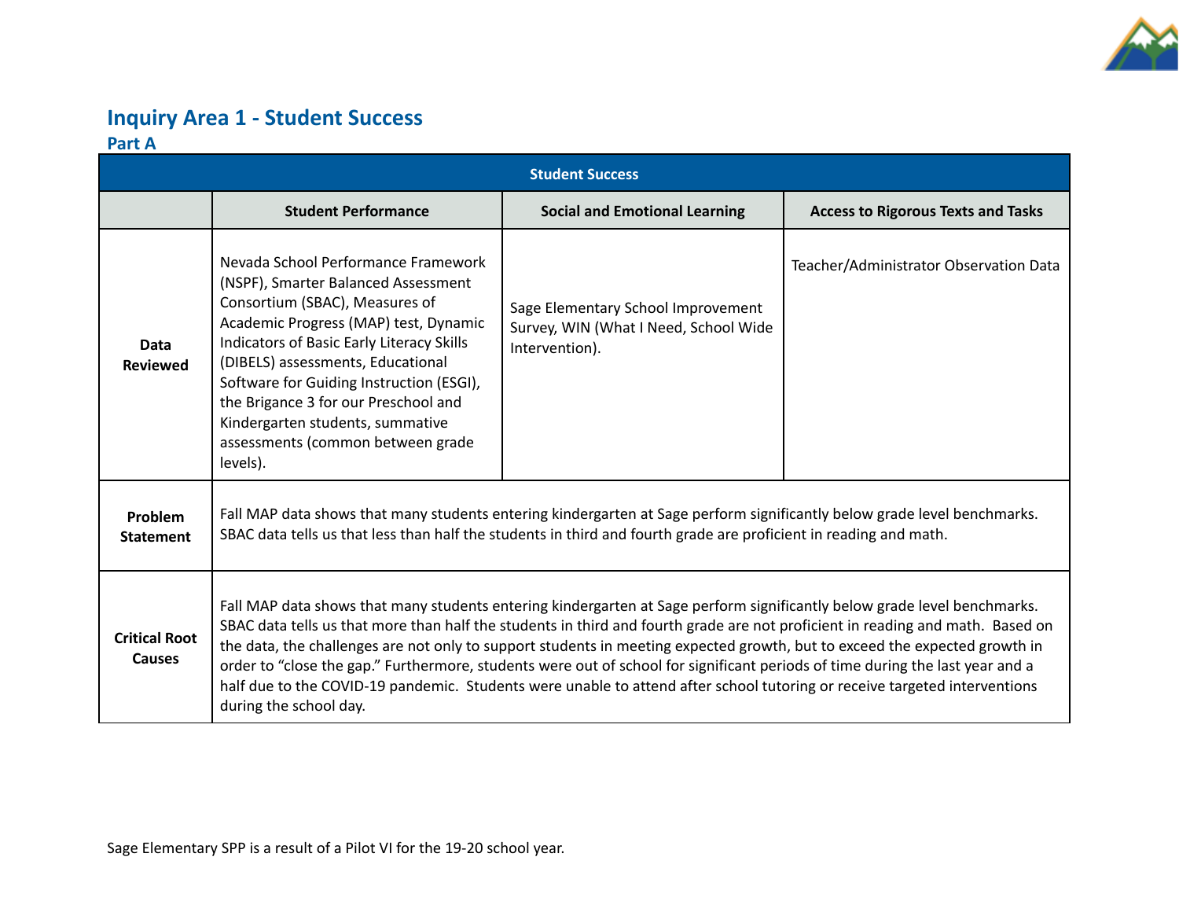## Inquiry Area 1 - Student Success

### Part A

| Student Success | | | |
|---|---|---|---|
| | **Student Performance** | **Social and Emotional Learning** | **Access to Rigorous Texts and Tasks** |
| **Data Reviewed** | Nevada School Performance Framework (NSPF), Smarter Balanced Assessment Consortium (SBAC), Measures of Academic Progress (MAP) test, Dynamic Indicators of Basic Early Literacy Skills (DIBELS) assessments, Educational Software for Guiding Instruction (ESGI), the Brigance 3 for our Preschool and Kindergarten students, summative assessments (common between grade levels). | Sage Elementary School Improvement Survey, WIN (What I Need, School Wide Intervention). | Teacher/Administrator Observation Data |
| **Problem Statement** | Fall MAP data shows that many students entering kindergarten at Sage perform significantly below grade level benchmarks. SBAC data tells us that less than half the students in third and fourth grade are proficient in reading and math. | | |
| **Critical Root Causes** | Fall MAP data shows that many students entering kindergarten at Sage perform significantly below grade level benchmarks. SBAC data tells us that more than half the students in third and fourth grade are not proficient in reading and math. Based on the data, the challenges are not only to support students in meeting expected growth, but to exceed the expected growth in order to "close the gap." Furthermore, students were out of school for significant periods of time during the last year and a half due to the COVID-19 pandemic. Students were unable to attend after school tutoring or receive targeted interventions during the school day. | | |

Sage Elementary SPP is a result of a Pilot VI for the 19-20 school year.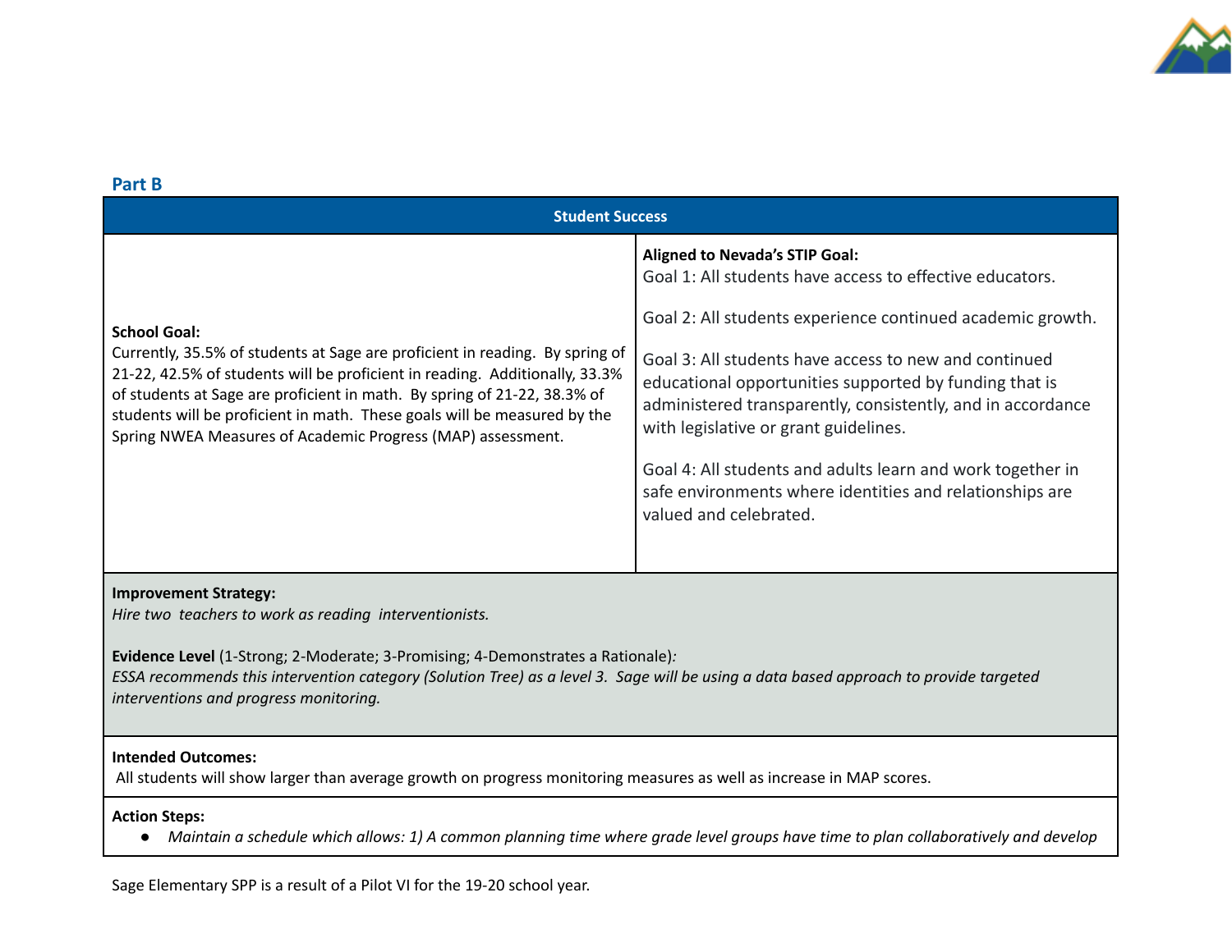## Part B

| Student Success | |
|---|---|
| **School Goal:**<br>Currently, 35.5% of students at Sage are proficient in reading. By spring of 21-22, 42.5% of students will be proficient in reading. Additionally, 33.3% of students at Sage are proficient in math. By spring of 21-22, 38.3% of students will be proficient in math. These goals will be measured by the Spring NWEA Measures of Academic Progress (MAP) assessment. | **Aligned to Nevada's STIP Goal:**<br>Goal 1: All students have access to effective educators.<br><br>Goal 2: All students experience continued academic growth.<br><br>Goal 3: All students have access to new and continued educational opportunities supported by funding that is administered transparently, consistently, and in accordance with legislative or grant guidelines.<br><br>Goal 4: All students and adults learn and work together in safe environments where identities and relationships are valued and celebrated. |
| **Improvement Strategy:**<br>*Hire two teachers to work as reading interventionists.*<br><br>**Evidence Level** (1-Strong; 2-Moderate; 3-Promising; 4-Demonstrates a Rationale)*:*<br>*ESSA recommends this intervention category (Solution Tree) as a level 3. Sage will be using a data based approach to provide targeted interventions and progress monitoring.* | |
| **Intended Outcomes:**<br>All students will show larger than average growth on progress monitoring measures as well as increase in MAP scores. | |
| **Action Steps:**<br>● *Maintain a schedule which allows: 1) A common planning time where grade level groups have time to plan collaboratively and develop* | |

Sage Elementary SPP is a result of a Pilot VI for the 19-20 school year.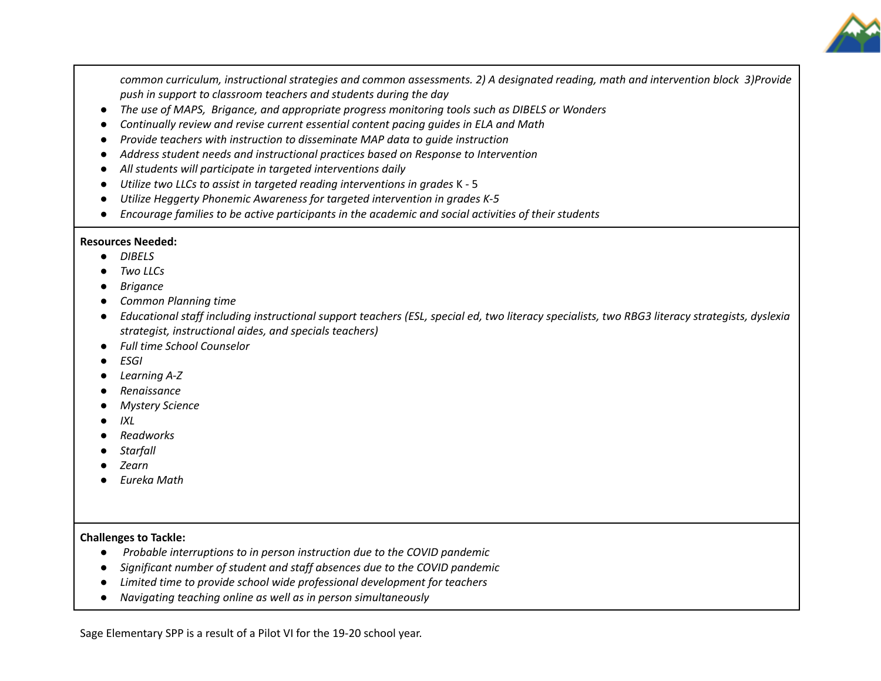*common curriculum, instructional strategies and common assessments. 2) A designated reading, math and intervention block 3)Provide push in support to classroom teachers and students during the day*

- *The use of MAPS, Brigance, and appropriate progress monitoring tools such as DIBELS or Wonders*
- *Continually review and revise current essential content pacing guides in ELA and Math*
- *Provide teachers with instruction to disseminate MAP data to guide instruction*
- *Address student needs and instructional practices based on Response to Intervention*
- *All students will participate in targeted interventions daily*
- *Utilize two LLCs to assist in targeted reading interventions in grades* K - 5
- *Utilize Heggerty Phonemic Awareness for targeted intervention in grades K-5*
- *Encourage families to be active participants in the academic and social activities of their students*

**Resources Needed:**

- *DIBELS*
- *Two LLCs*
- *Brigance*
- *Common Planning time*
- *Educational staff including instructional support teachers (ESL, special ed, two literacy specialists, two RBG3 literacy strategists, dyslexia strategist, instructional aides, and specials teachers)*
- *Full time School Counselor*
- *ESGI*
- *Learning A-Z*
- *Renaissance*
- *Mystery Science*
- *IXL*
- *Readworks*
- *Starfall*
- *Zearn*
- *Eureka Math*

**Challenges to Tackle:**

- *Probable interruptions to in person instruction due to the COVID pandemic*
- *Significant number of student and staff absences due to the COVID pandemic*
- *Limited time to provide school wide professional development for teachers*
- *Navigating teaching online as well as in person simultaneously*

Sage Elementary SPP is a result of a Pilot VI for the 19-20 school year.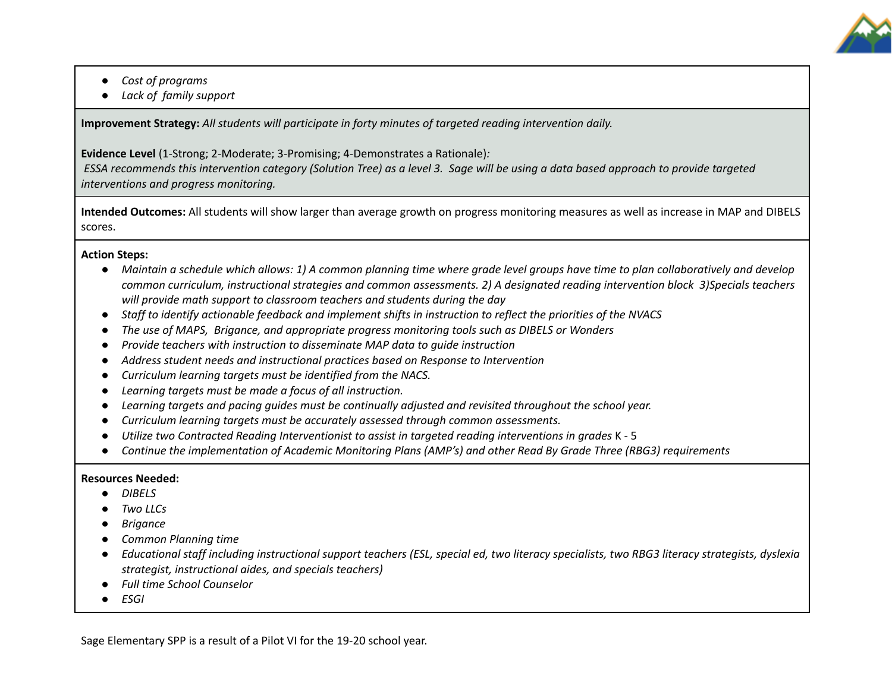- *Cost of programs*
- *Lack of  family support*

**Improvement Strategy:** *All students will participate in forty minutes of targeted reading intervention daily.*

**Evidence Level** (1-Strong; 2-Moderate; 3-Promising; 4-Demonstrates a Rationale)*:*
*ESSA recommends this intervention category (Solution Tree) as a level 3.  Sage will be using a data based approach to provide targeted interventions and progress monitoring.*

**Intended Outcomes:** All students will show larger than average growth on progress monitoring measures as well as increase in MAP and DIBELS scores.

**Action Steps:**

- *Maintain a schedule which allows: 1) A common planning time where grade level groups have time to plan collaboratively and develop common curriculum, instructional strategies and common assessments. 2) A designated reading intervention block  3)Specials teachers will provide math support to classroom teachers and students during the day*
- *Staff to identify actionable feedback and implement shifts in instruction to reflect the priorities of the NVACS*
- *The use of MAPS,  Brigance, and appropriate progress monitoring tools such as DIBELS or Wonders*
- *Provide teachers with instruction to disseminate MAP data to guide instruction*
- *Address student needs and instructional practices based on Response to Intervention*
- *Curriculum learning targets must be identified from the NACS.*
- *Learning targets must be made a focus of all instruction.*
- *Learning targets and pacing guides must be continually adjusted and revisited throughout the school year.*
- *Curriculum learning targets must be accurately assessed through common assessments.*
- *Utilize two Contracted Reading Interventionist to assist in targeted reading interventions in grades* K - 5
- *Continue the implementation of Academic Monitoring Plans (AMP's) and other Read By Grade Three (RBG3) requirements*

**Resources Needed:**

- *DIBELS*
- *Two LLCs*
- *Brigance*
- *Common Planning time*
- *Educational staff including instructional support teachers (ESL, special ed, two literacy specialists, two RBG3 literacy strategists, dyslexia strategist, instructional aides, and specials teachers)*
- *Full time School Counselor*
- *ESGI*

Sage Elementary SPP is a result of a Pilot VI for the 19-20 school year.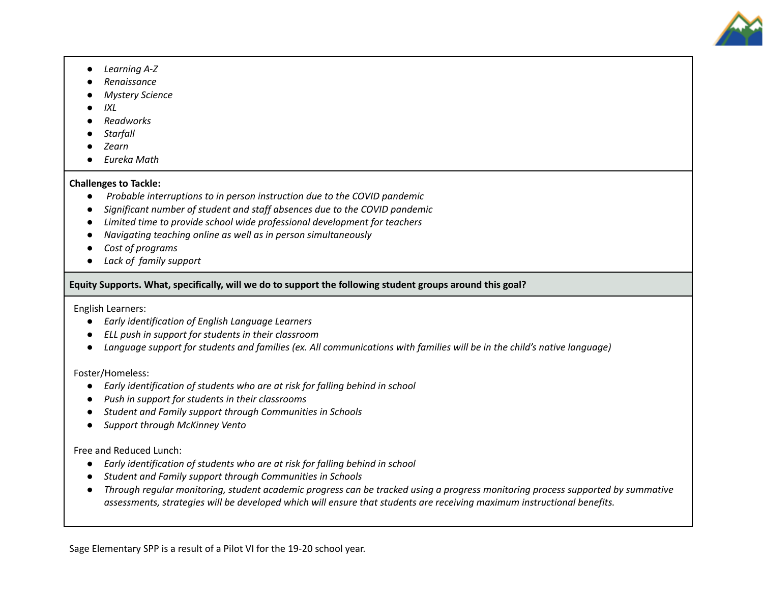- *Learning A-Z*
- *Renaissance*
- *Mystery Science*
- *IXL*
- *Readworks*
- *Starfall*
- *Zearn*
- *Eureka Math*

**Challenges to Tackle:**

- *Probable interruptions to in person instruction due to the COVID pandemic*
- *Significant number of student and staff absences due to the COVID pandemic*
- *Limited time to provide school wide professional development for teachers*
- *Navigating teaching online as well as in person simultaneously*
- *Cost of programs*
- *Lack of family support*

**Equity Supports. What, specifically, will we do to support the following student groups around this goal?**

English Learners:

- *Early identification of English Language Learners*
- *ELL push in support for students in their classroom*
- *Language support for students and families (ex. All communications with families will be in the child's native language)*

Foster/Homeless:

- *Early identification of students who are at risk for falling behind in school*
- *Push in support for students in their classrooms*
- *Student and Family support through Communities in Schools*
- *Support through McKinney Vento*

Free and Reduced Lunch:

- *Early identification of students who are at risk for falling behind in school*
- *Student and Family support through Communities in Schools*
- *Through regular monitoring, student academic progress can be tracked using a progress monitoring process supported by summative assessments, strategies will be developed which will ensure that students are receiving maximum instructional benefits.*

Sage Elementary SPP is a result of a Pilot VI for the 19-20 school year.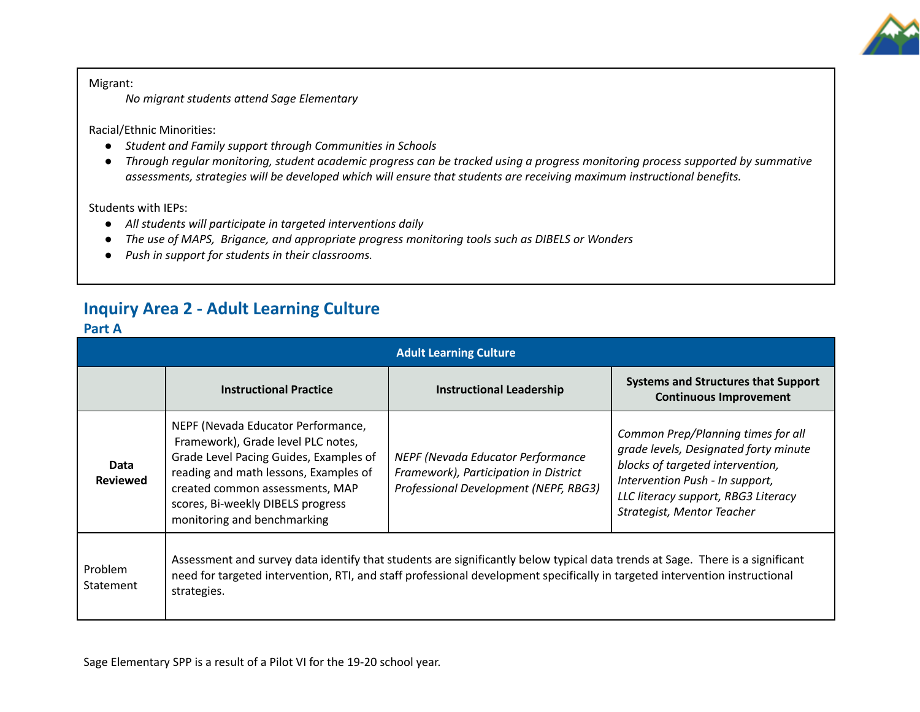Migrant:

*No migrant students attend Sage Elementary*

Racial/Ethnic Minorities:

- *Student and Family support through Communities in Schools*
- *Through regular monitoring, student academic progress can be tracked using a progress monitoring process supported by summative assessments, strategies will be developed which will ensure that students are receiving maximum instructional benefits.*

Students with IEPs:

- *All students will participate in targeted interventions daily*
- *The use of MAPS, Brigance, and appropriate progress monitoring tools such as DIBELS or Wonders*
- *Push in support for students in their classrooms.*

## Inquiry Area 2 - Adult Learning Culture

### Part A

| Adult Learning Culture | | | |
|---|---|---|---|
| | **Instructional Practice** | **Instructional Leadership** | **Systems and Structures that Support Continuous Improvement** |
| **Data Reviewed** | NEPF (Nevada Educator Performance, Framework), Grade level PLC notes, Grade Level Pacing Guides, Examples of reading and math lessons, Examples of created common assessments, MAP scores, Bi-weekly DIBELS progress monitoring and benchmarking | *NEPF (Nevada Educator Performance Framework), Participation in District Professional Development (NEPF, RBG3)* | *Common Prep/Planning times for all grade levels, Designated forty minute blocks of targeted intervention, Intervention Push - In support, LLC literacy support, RBG3 Literacy Strategist, Mentor Teacher* |
| Problem Statement | Assessment and survey data identify that students are significantly below typical data trends at Sage. There is a significant need for targeted intervention, RTI, and staff professional development specifically in targeted intervention instructional strategies. | | |

Sage Elementary SPP is a result of a Pilot VI for the 19-20 school year.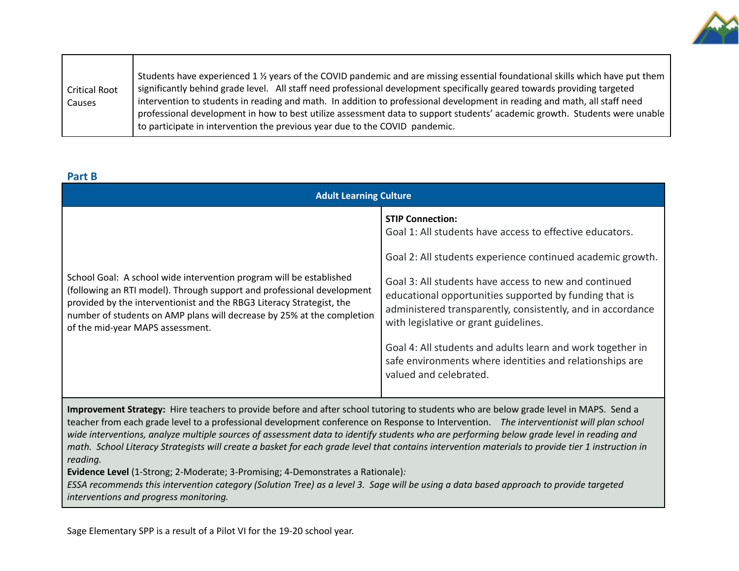| Critical Root Causes | Students have experienced 1 ½ years of the COVID pandemic and are missing essential foundational skills which have put them significantly behind grade level. All staff need professional development specifically geared towards providing targeted intervention to students in reading and math. In addition to professional development in reading and math, all staff need professional development in how to best utilize assessment data to support students' academic growth. Students were unable to participate in intervention the previous year due to the COVID pandemic. |
|---|---|

## Part B

| Adult Learning Culture | |
|---|---|
| School Goal: A school wide intervention program will be established (following an RTI model). Through support and professional development provided by the interventionist and the RBG3 Literacy Strategist, the number of students on AMP plans will decrease by 25% at the completion of the mid-year MAPS assessment. | **STIP Connection:**<br>Goal 1: All students have access to effective educators.<br><br>Goal 2: All students experience continued academic growth.<br><br>Goal 3: All students have access to new and continued educational opportunities supported by funding that is administered transparently, consistently, and in accordance with legislative or grant guidelines.<br><br>Goal 4: All students and adults learn and work together in safe environments where identities and relationships are valued and celebrated. |
| **Improvement Strategy:** Hire teachers to provide before and after school tutoring to students who are below grade level in MAPS. Send a teacher from each grade level to a professional development conference on Response to Intervention. *The interventionist will plan school wide interventions, analyze multiple sources of assessment data to identify students who are performing below grade level in reading and math. School Literacy Strategists will create a basket for each grade level that contains intervention materials to provide tier 1 instruction in reading.*<br>**Evidence Level** (1-Strong; 2-Moderate; 3-Promising; 4-Demonstrates a Rationale)*:*<br>*ESSA recommends this intervention category (Solution Tree) as a level 3. Sage will be using a data based approach to provide targeted interventions and progress monitoring.* | |

Sage Elementary SPP is a result of a Pilot VI for the 19-20 school year.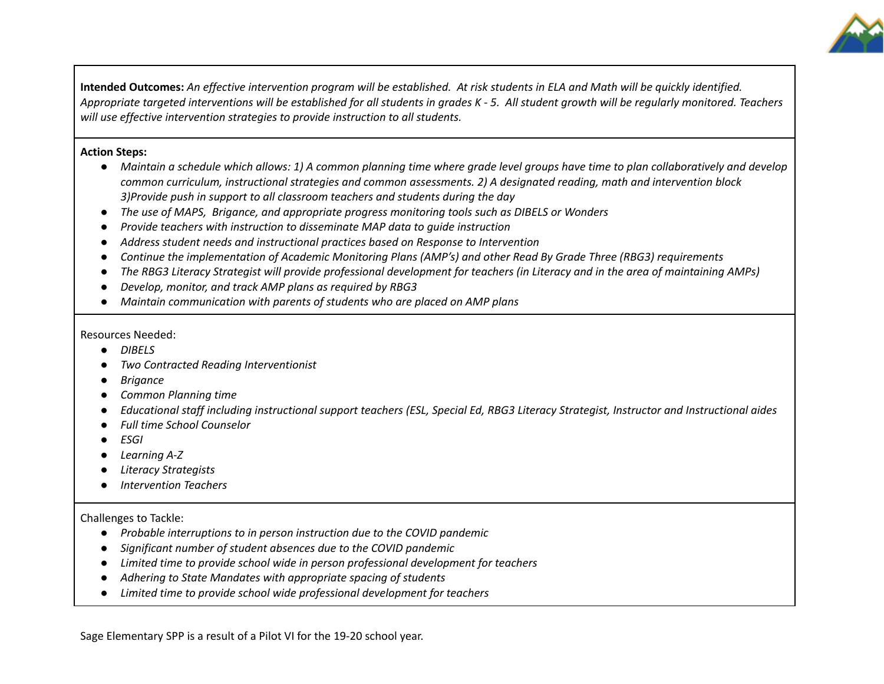**Intended Outcomes:** *An effective intervention program will be established. At risk students in ELA and Math will be quickly identified. Appropriate targeted interventions will be established for all students in grades K - 5. All student growth will be regularly monitored. Teachers will use effective intervention strategies to provide instruction to all students.*

**Action Steps:**

- *Maintain a schedule which allows: 1) A common planning time where grade level groups have time to plan collaboratively and develop common curriculum, instructional strategies and common assessments. 2) A designated reading, math and intervention block 3)Provide push in support to all classroom teachers and students during the day*
- *The use of MAPS, Brigance, and appropriate progress monitoring tools such as DIBELS or Wonders*
- *Provide teachers with instruction to disseminate MAP data to guide instruction*
- *Address student needs and instructional practices based on Response to Intervention*
- *Continue the implementation of Academic Monitoring Plans (AMP's) and other Read By Grade Three (RBG3) requirements*
- *The RBG3 Literacy Strategist will provide professional development for teachers (in Literacy and in the area of maintaining AMPs)*
- *Develop, monitor, and track AMP plans as required by RBG3*
- *Maintain communication with parents of students who are placed on AMP plans*

Resources Needed:

- *DIBELS*
- *Two Contracted Reading Interventionist*
- *Brigance*
- *Common Planning time*
- *Educational staff including instructional support teachers (ESL, Special Ed, RBG3 Literacy Strategist, Instructor and Instructional aides*
- *Full time School Counselor*
- *ESGI*
- *Learning A-Z*
- *Literacy Strategists*
- *Intervention Teachers*

Challenges to Tackle:

- *Probable interruptions to in person instruction due to the COVID pandemic*
- *Significant number of student absences due to the COVID pandemic*
- *Limited time to provide school wide in person professional development for teachers*
- *Adhering to State Mandates with appropriate spacing of students*
- *Limited time to provide school wide professional development for teachers*

Sage Elementary SPP is a result of a Pilot VI for the 19-20 school year.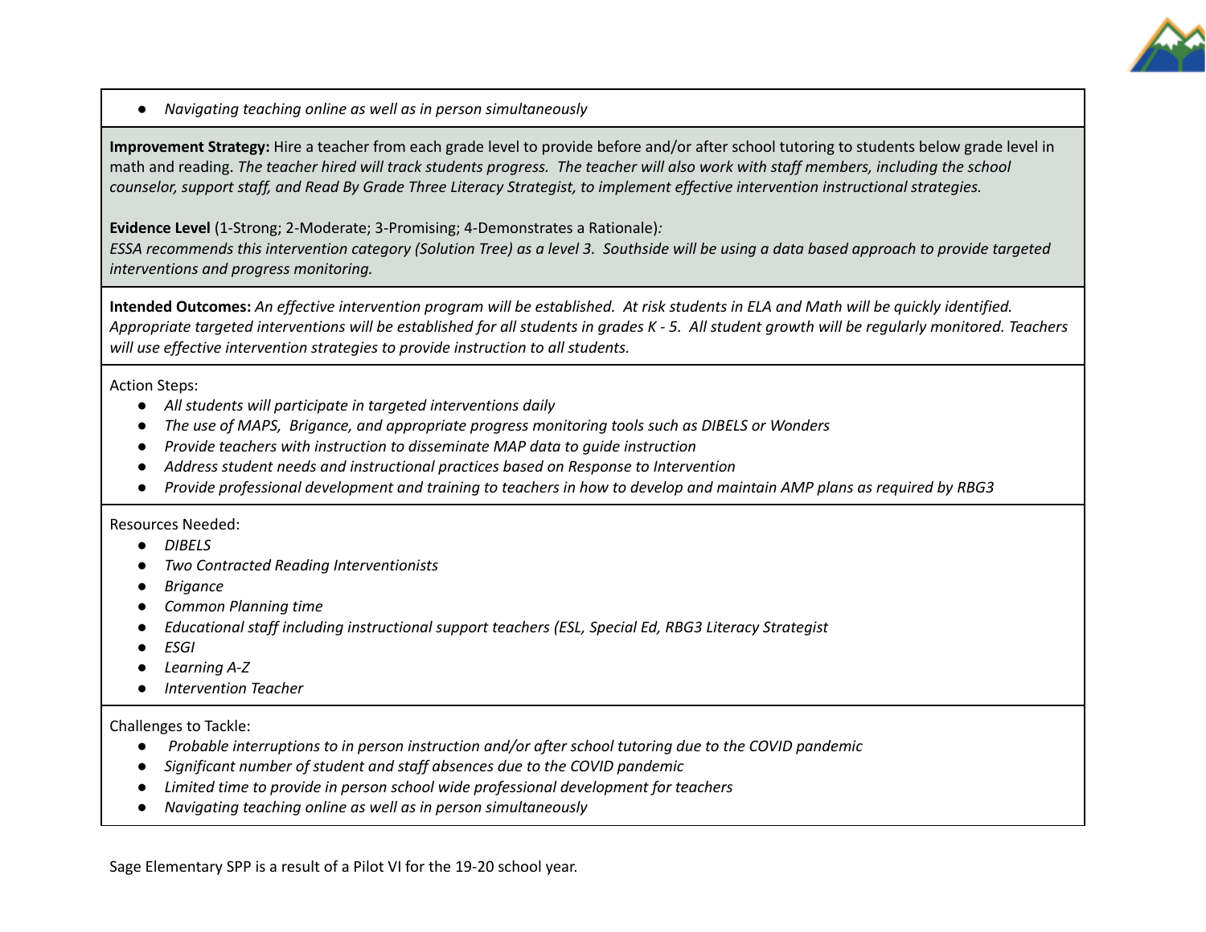- *Navigating teaching online as well as in person simultaneously*

**Improvement Strategy:** Hire a teacher from each grade level to provide before and/or after school tutoring to students below grade level in math and reading. *The teacher hired will track students progress. The teacher will also work with staff members, including the school counselor, support staff, and Read By Grade Three Literacy Strategist, to implement effective intervention instructional strategies.*

**Evidence Level** (1-Strong; 2-Moderate; 3-Promising; 4-Demonstrates a Rationale)*:*
*ESSA recommends this intervention category (Solution Tree) as a level 3. Southside will be using a data based approach to provide targeted interventions and progress monitoring.*

**Intended Outcomes:** *An effective intervention program will be established. At risk students in ELA and Math will be quickly identified. Appropriate targeted interventions will be established for all students in grades K - 5. All student growth will be regularly monitored. Teachers will use effective intervention strategies to provide instruction to all students.*

Action Steps:

- *All students will participate in targeted interventions daily*
- *The use of MAPS, Brigance, and appropriate progress monitoring tools such as DIBELS or Wonders*
- *Provide teachers with instruction to disseminate MAP data to guide instruction*
- *Address student needs and instructional practices based on Response to Intervention*
- *Provide professional development and training to teachers in how to develop and maintain AMP plans as required by RBG3*

Resources Needed:

- *DIBELS*
- *Two Contracted Reading Interventionists*
- *Brigance*
- *Common Planning time*
- *Educational staff including instructional support teachers (ESL, Special Ed, RBG3 Literacy Strategist*
- *ESGI*
- *Learning A-Z*
- *Intervention Teacher*

Challenges to Tackle:

- *Probable interruptions to in person instruction and/or after school tutoring due to the COVID pandemic*
- *Significant number of student and staff absences due to the COVID pandemic*
- *Limited time to provide in person school wide professional development for teachers*
- *Navigating teaching online as well as in person simultaneously*

Sage Elementary SPP is a result of a Pilot VI for the 19-20 school year.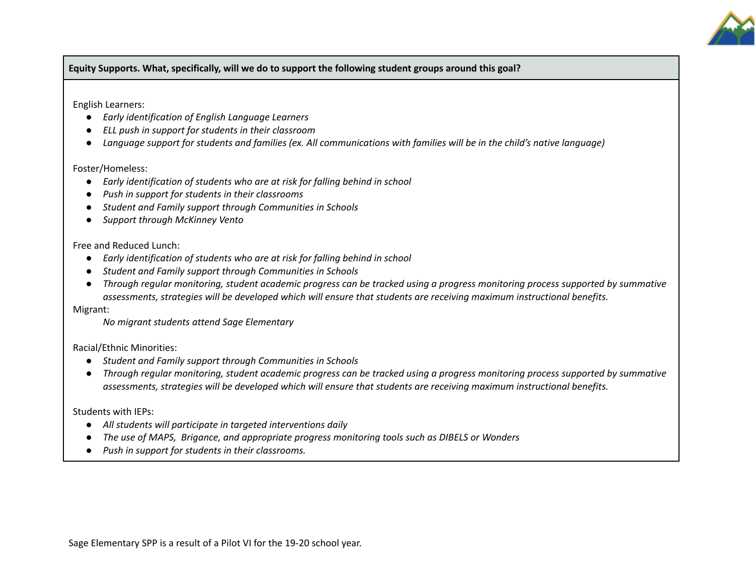**Equity Supports. What, specifically, will we do to support the following student groups around this goal?**

English Learners:

- *Early identification of English Language Learners*
- *ELL push in support for students in their classroom*
- *Language support for students and families (ex. All communications with families will be in the child's native language)*

Foster/Homeless:

- *Early identification of students who are at risk for falling behind in school*
- *Push in support for students in their classrooms*
- *Student and Family support through Communities in Schools*
- *Support through McKinney Vento*

Free and Reduced Lunch:

- *Early identification of students who are at risk for falling behind in school*
- *Student and Family support through Communities in Schools*
- *Through regular monitoring, student academic progress can be tracked using a progress monitoring process supported by summative assessments, strategies will be developed which will ensure that students are receiving maximum instructional benefits.*

Migrant:

*No migrant students attend Sage Elementary*

Racial/Ethnic Minorities:

- *Student and Family support through Communities in Schools*
- *Through regular monitoring, student academic progress can be tracked using a progress monitoring process supported by summative assessments, strategies will be developed which will ensure that students are receiving maximum instructional benefits.*

Students with IEPs:

- *All students will participate in targeted interventions daily*
- *The use of MAPS, Brigance, and appropriate progress monitoring tools such as DIBELS or Wonders*
- *Push in support for students in their classrooms.*

Sage Elementary SPP is a result of a Pilot VI for the 19-20 school year.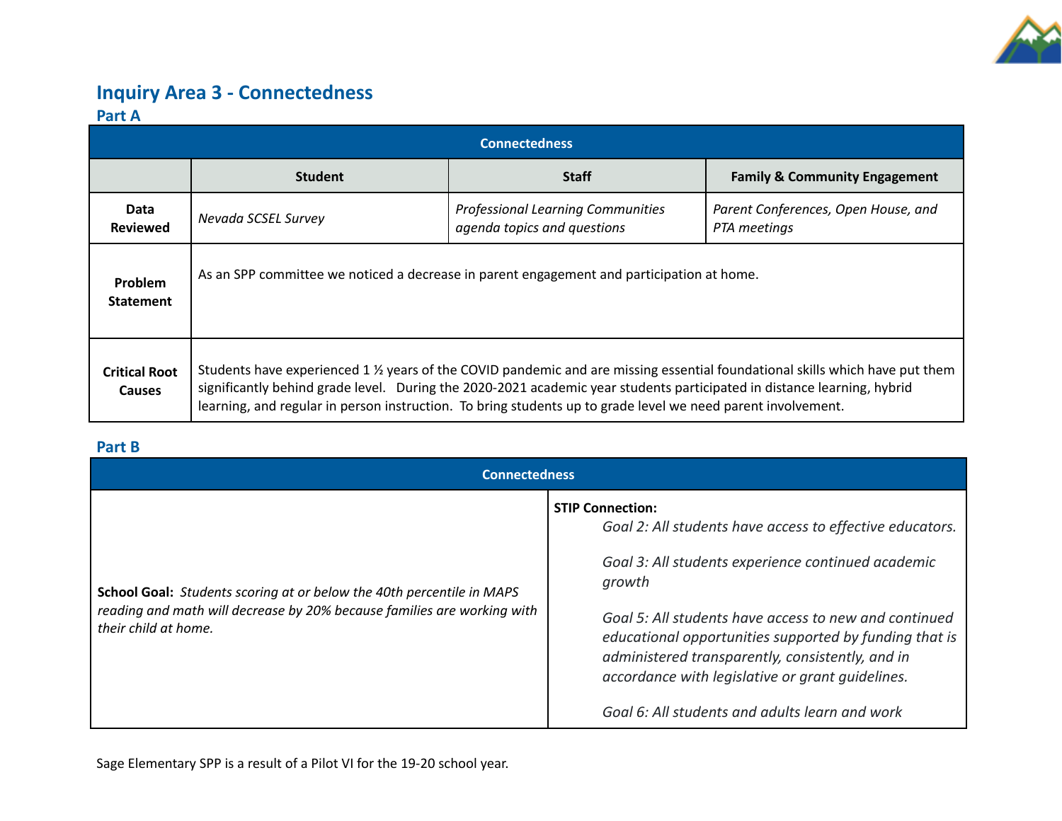# Inquiry Area 3 - Connectedness

## Part A

| Connectedness | | | |
|---|---|---|---|
| | **Student** | **Staff** | **Family & Community Engagement** |
| **Data Reviewed** | *Nevada SCSEL Survey* | *Professional Learning Communities agenda topics and questions* | *Parent Conferences, Open House, and PTA meetings* |
| **Problem Statement** | As an SPP committee we noticed a decrease in parent engagement and participation at home. | | |
| **Critical Root Causes** | Students have experienced 1 ½ years of the COVID pandemic and are missing essential foundational skills which have put them significantly behind grade level. During the 2020-2021 academic year students participated in distance learning, hybrid learning, and regular in person instruction. To bring students up to grade level we need parent involvement. | | |

## Part B

| Connectedness | |
|---|---|
| **School Goal:** *Students scoring at or below the 40th percentile in MAPS reading and math will decrease by 20% because families are working with their child at home.* | **STIP Connection:**<br>*Goal 2: All students have access to effective educators.*<br><br>*Goal 3: All students experience continued academic growth*<br><br>*Goal 5: All students have access to new and continued educational opportunities supported by funding that is administered transparently, consistently, and in accordance with legislative or grant guidelines.*<br><br>*Goal 6: All students and adults learn and work* |

Sage Elementary SPP is a result of a Pilot VI for the 19-20 school year.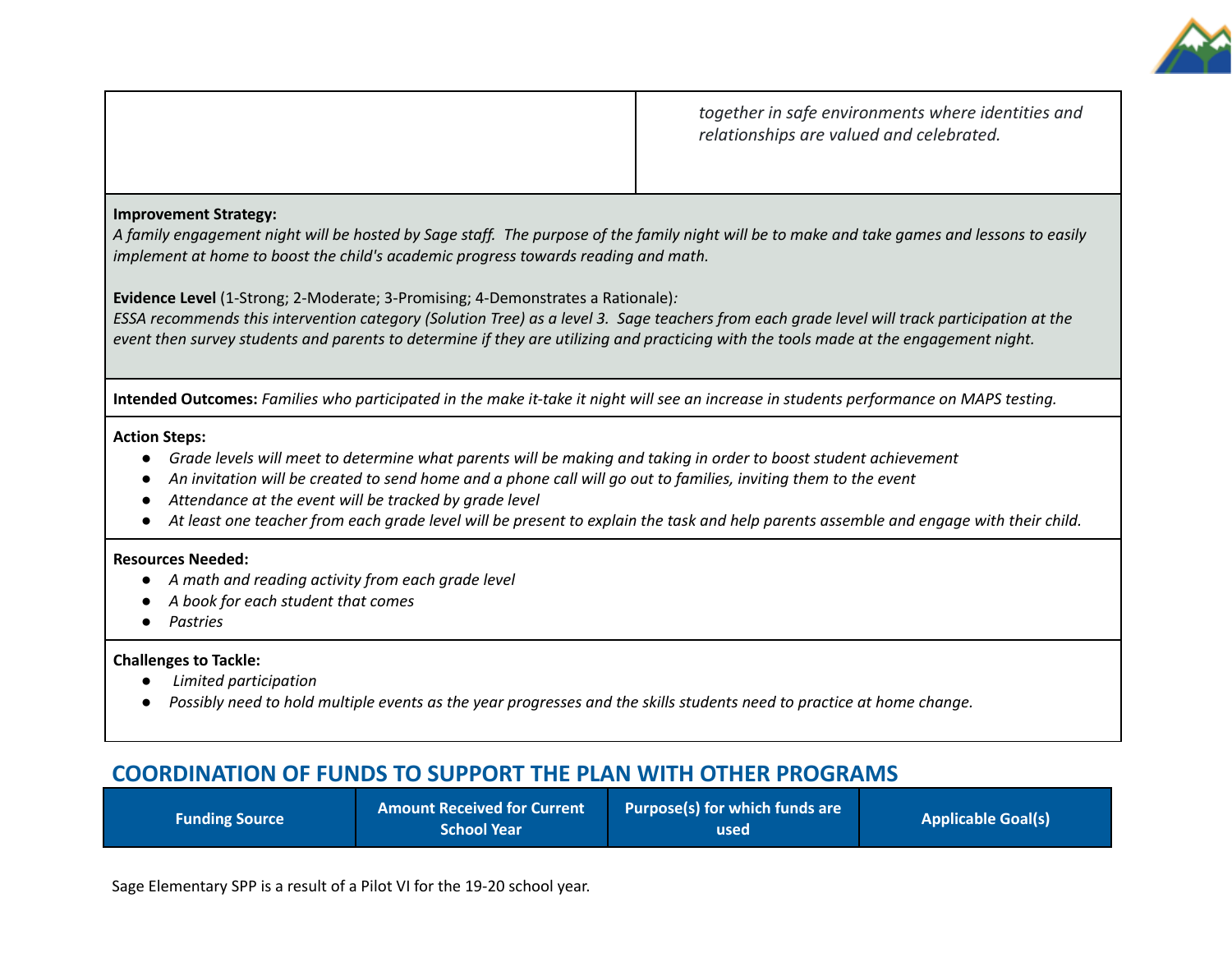| | *together in safe environments where identities and relationships are valued and celebrated.* |
|---|---|

**Improvement Strategy:**
*A family engagement night will be hosted by Sage staff. The purpose of the family night will be to make and take games and lessons to easily implement at home to boost the child's academic progress towards reading and math.*

**Evidence Level** (1-Strong; 2-Moderate; 3-Promising; 4-Demonstrates a Rationale)*:*
*ESSA recommends this intervention category (Solution Tree) as a level 3. Sage teachers from each grade level will track participation at the event then survey students and parents to determine if they are utilizing and practicing with the tools made at the engagement night.*

**Intended Outcomes:** *Families who participated in the make it-take it night will see an increase in students performance on MAPS testing.*

**Action Steps:**
- *Grade levels will meet to determine what parents will be making and taking in order to boost student achievement*
- *An invitation will be created to send home and a phone call will go out to families, inviting them to the event*
- *Attendance at the event will be tracked by grade level*
- *At least one teacher from each grade level will be present to explain the task and help parents assemble and engage with their child.*

**Resources Needed:**
- *A math and reading activity from each grade level*
- *A book for each student that comes*
- *Pastries*

**Challenges to Tackle:**
- *Limited participation*
- *Possibly need to hold multiple events as the year progresses and the skills students need to practice at home change.*

## COORDINATION OF FUNDS TO SUPPORT THE PLAN WITH OTHER PROGRAMS

| Funding Source | Amount Received for Current School Year | Purpose(s) for which funds are used | Applicable Goal(s) |
|---|---|---|---|

Sage Elementary SPP is a result of a Pilot VI for the 19-20 school year.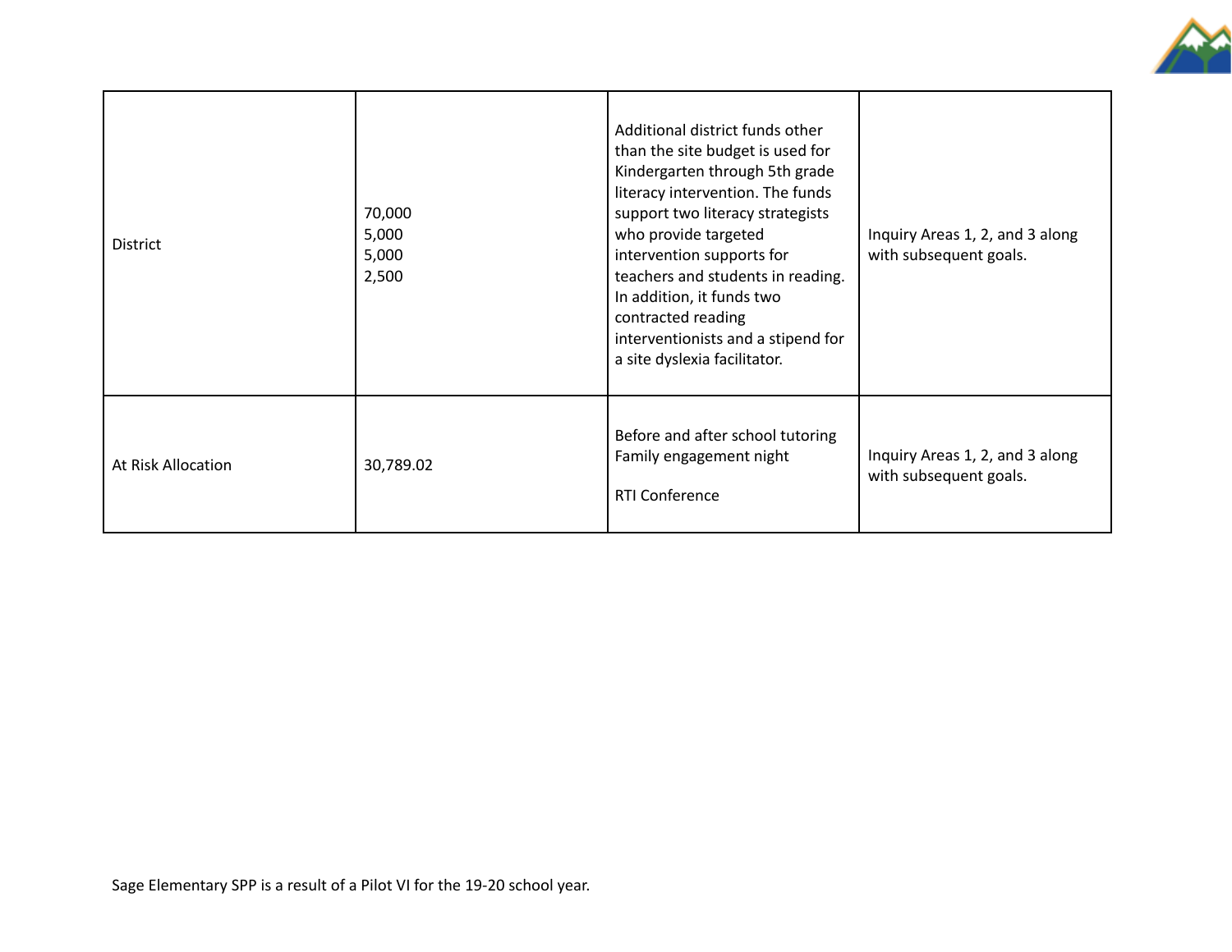| | | | |
|---|---|---|---|
| District | 70,000<br>5,000<br>5,000<br>2,500 | Additional district funds other than the site budget is used for Kindergarten through 5th grade literacy intervention. The funds support two literacy strategists who provide targeted intervention supports for teachers and students in reading. In addition, it funds two contracted reading interventionists and a stipend for a site dyslexia facilitator. | Inquiry Areas 1, 2, and 3 along with subsequent goals. |
| At Risk Allocation | 30,789.02 | Before and after school tutoring<br>Family engagement night<br><br>RTI Conference | Inquiry Areas 1, 2, and 3 along with subsequent goals. |

Sage Elementary SPP is a result of a Pilot VI for the 19-20 school year.